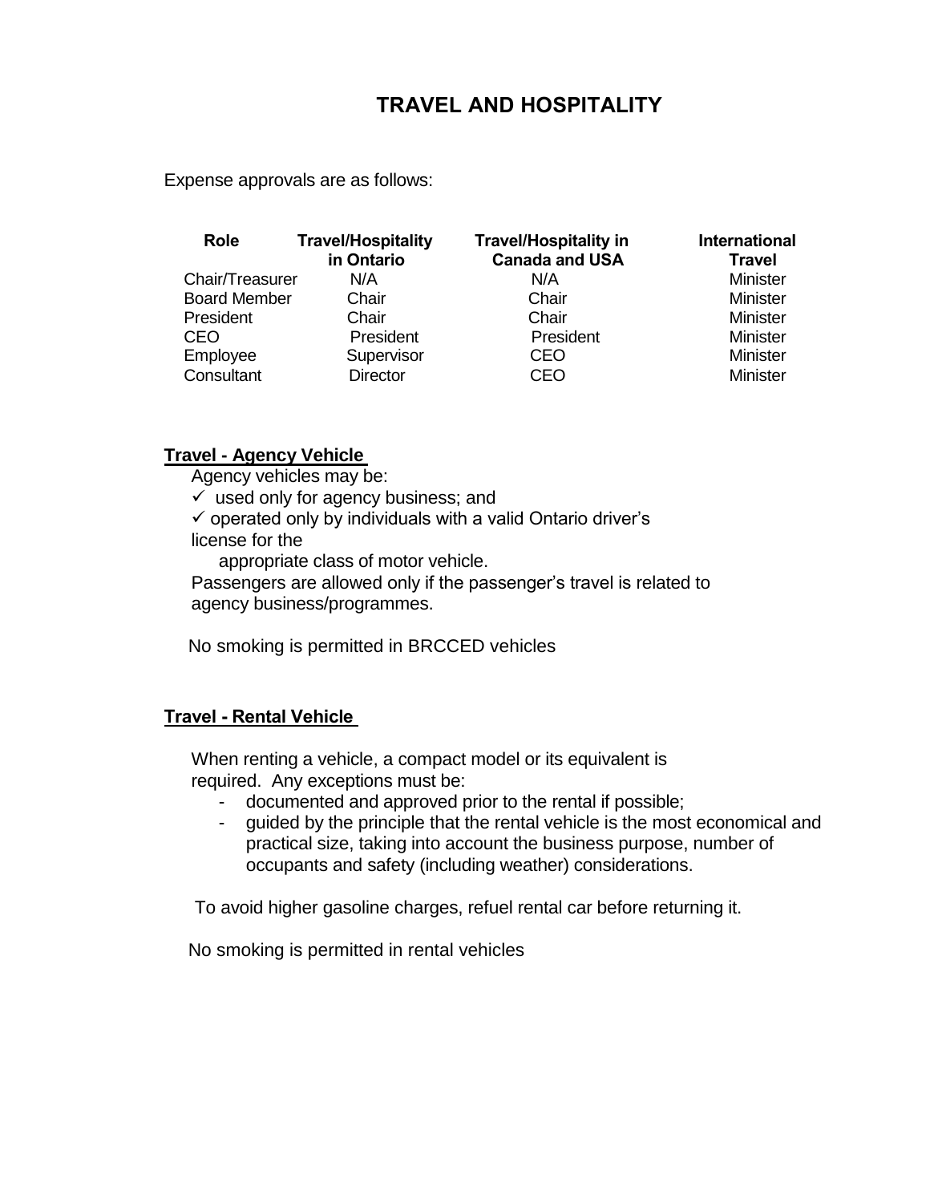# TRAVEL AND HOSPITALITY

Expense approvals are as follows:

| Role | Travel/Hospitality in Ontario | Travel/Hospitality in Canada and USA | International Travel |
|---|---|---|---|
| Chair/Treasurer | N/A | N/A | Minister |
| Board Member | Chair | Chair | Minister |
| President | Chair | Chair | Minister |
| CEO | President | President | Minister |
| Employee | Supervisor | CEO | Minister |
| Consultant | Director | CEO | Minister |

**Travel - Agency Vehicle**

Agency vehicles may be:

✓ used only for agency business; and

✓ operated only by individuals with a valid Ontario driver's license for the appropriate class of motor vehicle.

Passengers are allowed only if the passenger's travel is related to agency business/programmes.

No smoking is permitted in BRCCED vehicles

**Travel - Rental Vehicle**

When renting a vehicle, a compact model or its equivalent is required. Any exceptions must be:

- documented and approved prior to the rental if possible;
- guided by the principle that the rental vehicle is the most economical and practical size, taking into account the business purpose, number of occupants and safety (including weather) considerations.

To avoid higher gasoline charges, refuel rental car before returning it.

No smoking is permitted in rental vehicles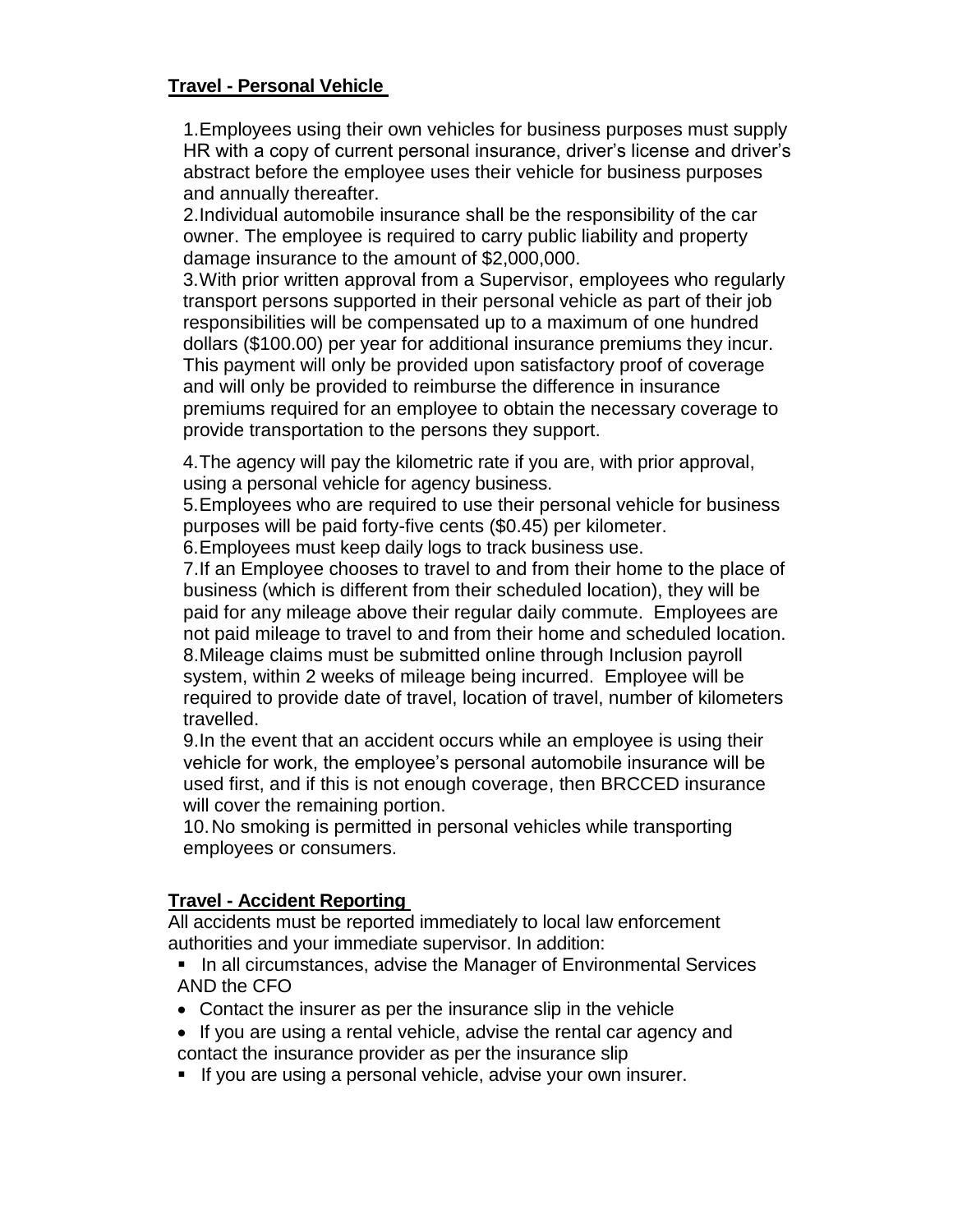**Travel - Personal Vehicle**

1. Employees using their own vehicles for business purposes must supply HR with a copy of current personal insurance, driver's license and driver's abstract before the employee uses their vehicle for business purposes and annually thereafter.
2. Individual automobile insurance shall be the responsibility of the car owner. The employee is required to carry public liability and property damage insurance to the amount of $2,000,000.
3. With prior written approval from a Supervisor, employees who regularly transport persons supported in their personal vehicle as part of their job responsibilities will be compensated up to a maximum of one hundred dollars ($100.00) per year for additional insurance premiums they incur. This payment will only be provided upon satisfactory proof of coverage and will only be provided to reimburse the difference in insurance premiums required for an employee to obtain the necessary coverage to provide transportation to the persons they support.
4. The agency will pay the kilometric rate if you are, with prior approval, using a personal vehicle for agency business.
5. Employees who are required to use their personal vehicle for business purposes will be paid forty-five cents ($0.45) per kilometer.
6. Employees must keep daily logs to track business use.
7. If an Employee chooses to travel to and from their home to the place of business (which is different from their scheduled location), they will be paid for any mileage above their regular daily commute. Employees are not paid mileage to travel to and from their home and scheduled location.
8. Mileage claims must be submitted online through Inclusion payroll system, within 2 weeks of mileage being incurred. Employee will be required to provide date of travel, location of travel, number of kilometers travelled.
9. In the event that an accident occurs while an employee is using their vehicle for work, the employee's personal automobile insurance will be used first, and if this is not enough coverage, then BRCCED insurance will cover the remaining portion.
10. No smoking is permitted in personal vehicles while transporting employees or consumers.

**Travel - Accident Reporting**

All accidents must be reported immediately to local law enforcement authorities and your immediate supervisor. In addition:

- In all circumstances, advise the Manager of Environmental Services AND the CFO
- Contact the insurer as per the insurance slip in the vehicle
- If you are using a rental vehicle, advise the rental car agency and contact the insurance provider as per the insurance slip
- If you are using a personal vehicle, advise your own insurer.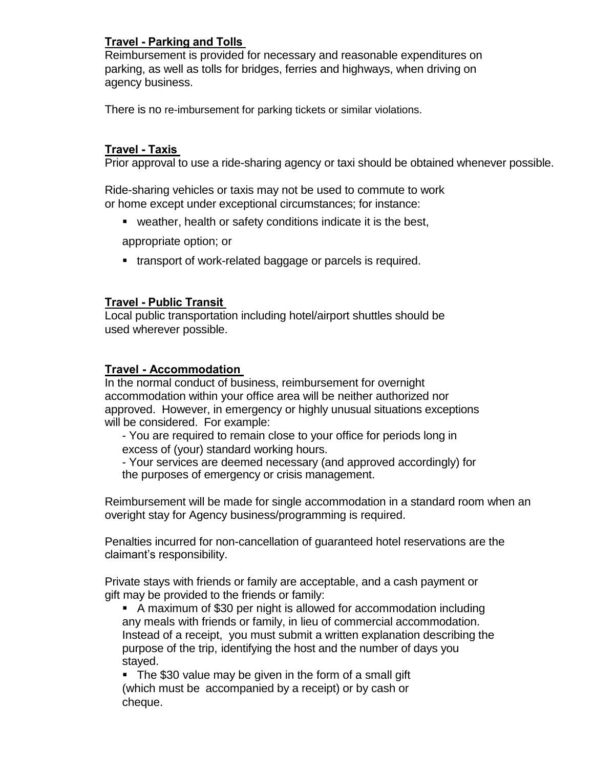**Travel - Parking and Tolls**

Reimbursement is provided for necessary and reasonable expenditures on parking, as well as tolls for bridges, ferries and highways, when driving on agency business.

There is no re-imbursement for parking tickets or similar violations.

**Travel - Taxis**

Prior approval to use a ride-sharing agency or taxi should be obtained whenever possible.

Ride-sharing vehicles or taxis may not be used to commute to work or home except under exceptional circumstances; for instance:

- weather, health or safety conditions indicate it is the best, appropriate option; or
- transport of work-related baggage or parcels is required.

**Travel - Public Transit**

Local public transportation including hotel/airport shuttles should be used wherever possible.

**Travel - Accommodation**

In the normal conduct of business, reimbursement for overnight accommodation within your office area will be neither authorized nor approved. However, in emergency or highly unusual situations exceptions will be considered. For example:

- You are required to remain close to your office for periods long in excess of (your) standard working hours.
- Your services are deemed necessary (and approved accordingly) for the purposes of emergency or crisis management.

Reimbursement will be made for single accommodation in a standard room when an overight stay for Agency business/programming is required.

Penalties incurred for non-cancellation of guaranteed hotel reservations are the claimant's responsibility.

Private stays with friends or family are acceptable, and a cash payment or gift may be provided to the friends or family:

- A maximum of $30 per night is allowed for accommodation including any meals with friends or family, in lieu of commercial accommodation. Instead of a receipt, you must submit a written explanation describing the purpose of the trip, identifying the host and the number of days you stayed.
- The $30 value may be given in the form of a small gift (which must be accompanied by a receipt) or by cash or cheque.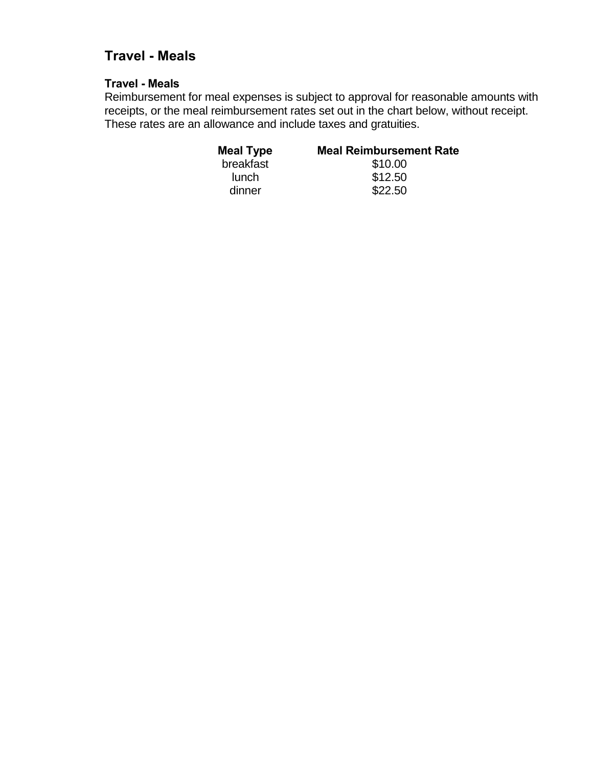# Travel - Meals

### Travel - Meals

Reimbursement for meal expenses is subject to approval for reasonable amounts with receipts, or the meal reimbursement rates set out in the chart below, without receipt. These rates are an allowance and include taxes and gratuities.

| Meal Type | Meal Reimbursement Rate |
| --- | --- |
| breakfast | $10.00 |
| lunch | $12.50 |
| dinner | $22.50 |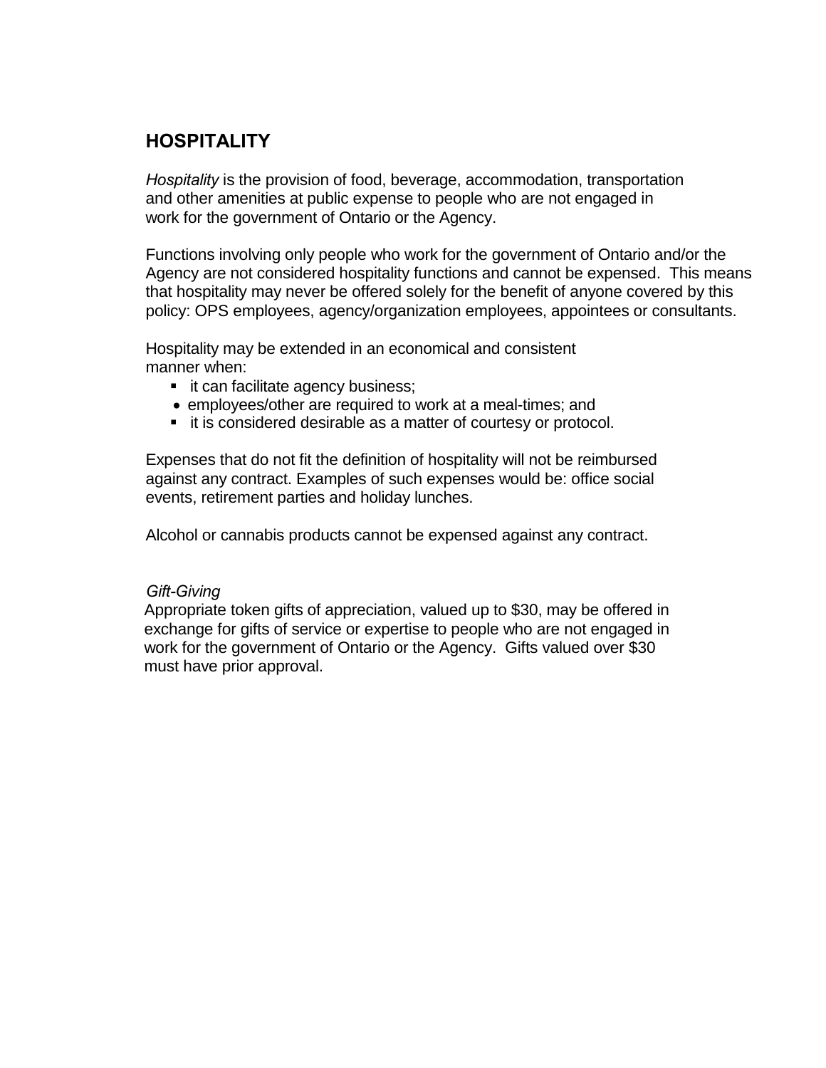## HOSPITALITY

*Hospitality* is the provision of food, beverage, accommodation, transportation and other amenities at public expense to people who are not engaged in work for the government of Ontario or the Agency.

Functions involving only people who work for the government of Ontario and/or the Agency are not considered hospitality functions and cannot be expensed. This means that hospitality may never be offered solely for the benefit of anyone covered by this policy: OPS employees, agency/organization employees, appointees or consultants.

Hospitality may be extended in an economical and consistent manner when:

- it can facilitate agency business;
- employees/other are required to work at a meal-times; and
- it is considered desirable as a matter of courtesy or protocol.

Expenses that do not fit the definition of hospitality will not be reimbursed against any contract. Examples of such expenses would be: office social events, retirement parties and holiday lunches.

Alcohol or cannabis products cannot be expensed against any contract.

*Gift-Giving*

Appropriate token gifts of appreciation, valued up to $30, may be offered in exchange for gifts of service or expertise to people who are not engaged in work for the government of Ontario or the Agency. Gifts valued over $30 must have prior approval.